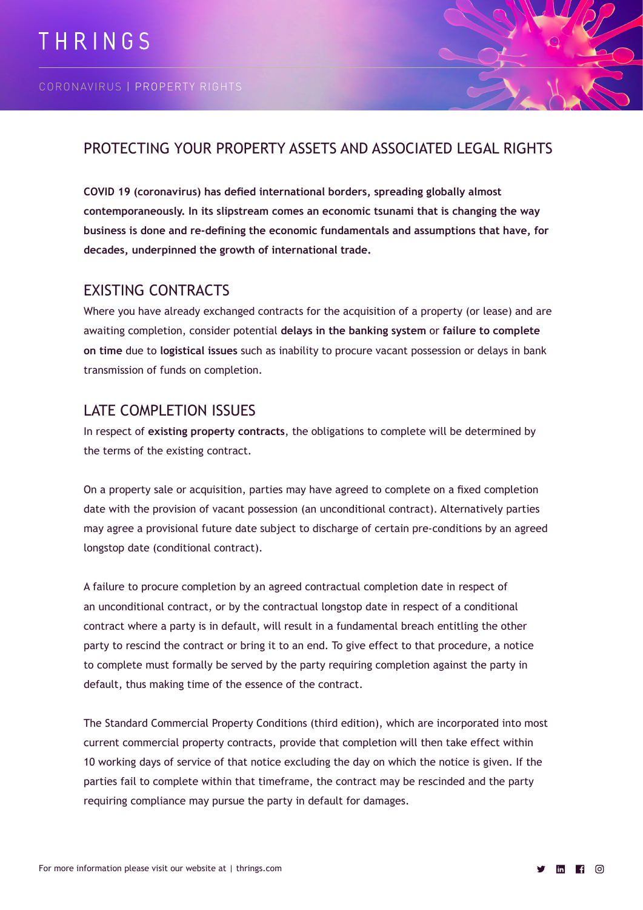THRINGS

CORONAVIRUS | PROPERTY RIGHTS

# PROTECTING YOUR PROPERTY ASSETS AND ASSOCIATED LEGAL RIGHTS

**COVID 19 (coronavirus) has defied international borders, spreading globally almost contemporaneously. In its slipstream comes an economic tsunami that is changing the way business is done and re-defining the economic fundamentals and assumptions that have, for decades, underpinned the growth of international trade.**

## EXISTING CONTRACTS

Where you have already exchanged contracts for the acquisition of a property (or lease) and are awaiting completion, consider potential **delays in the banking system** or **failure to complete on time** due to **logistical issues** such as inability to procure vacant possession or delays in bank transmission of funds on completion.

## LATE COMPLETION ISSUES

In respect of **existing property contracts**, the obligations to complete will be determined by the terms of the existing contract.

On a property sale or acquisition, parties may have agreed to complete on a fixed completion date with the provision of vacant possession (an unconditional contract). Alternatively parties may agree a provisional future date subject to discharge of certain pre-conditions by an agreed longstop date (conditional contract).

A failure to procure completion by an agreed contractual completion date in respect of an unconditional contract, or by the contractual longstop date in respect of a conditional contract where a party is in default, will result in a fundamental breach entitling the other party to rescind the contract or bring it to an end. To give effect to that procedure, a notice to complete must formally be served by the party requiring completion against the party in default, thus making time of the essence of the contract.

The Standard Commercial Property Conditions (third edition), which are incorporated into most current commercial property contracts, provide that completion will then take effect within 10 working days of service of that notice excluding the day on which the notice is given. If the parties fail to complete within that timeframe, the contract may be rescinded and the party requiring compliance may pursue the party in default for damages.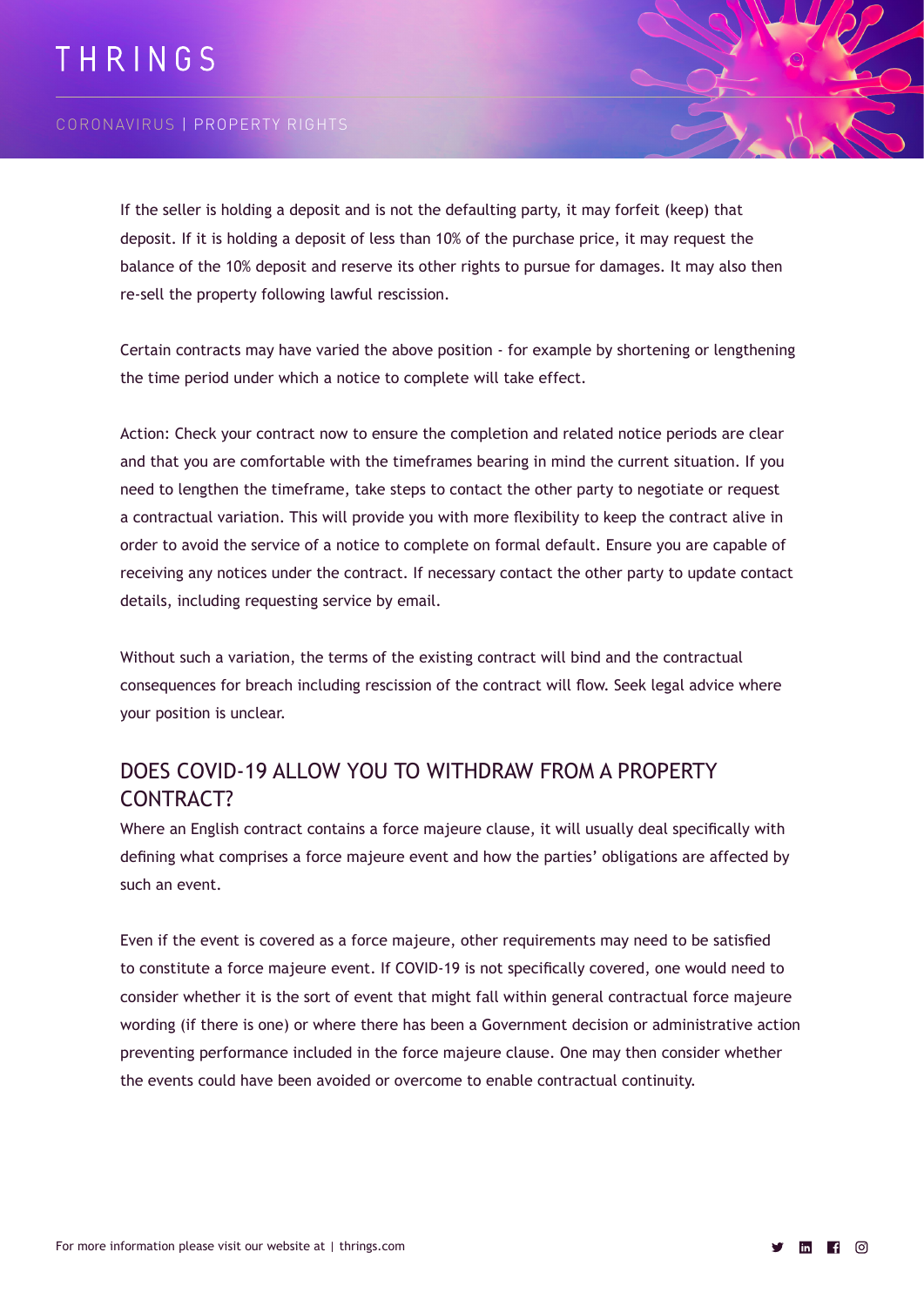If the seller is holding a deposit and is not the defaulting party, it may forfeit (keep) that deposit. If it is holding a deposit of less than 10% of the purchase price, it may request the balance of the 10% deposit and reserve its other rights to pursue for damages. It may also then re-sell the property following lawful rescission.

Certain contracts may have varied the above position - for example by shortening or lengthening the time period under which a notice to complete will take effect.

Action: Check your contract now to ensure the completion and related notice periods are clear and that you are comfortable with the timeframes bearing in mind the current situation. If you need to lengthen the timeframe, take steps to contact the other party to negotiate or request a contractual variation. This will provide you with more flexibility to keep the contract alive in order to avoid the service of a notice to complete on formal default. Ensure you are capable of receiving any notices under the contract. If necessary contact the other party to update contact details, including requesting service by email.

Without such a variation, the terms of the existing contract will bind and the contractual consequences for breach including rescission of the contract will flow. Seek legal advice where your position is unclear.

## DOES COVID-19 ALLOW YOU TO WITHDRAW FROM A PROPERTY CONTRACT?

Where an English contract contains a force majeure clause, it will usually deal specifically with defining what comprises a force majeure event and how the parties' obligations are affected by such an event.

Even if the event is covered as a force majeure, other requirements may need to be satisfied to constitute a force majeure event. If COVID-19 is not specifically covered, one would need to consider whether it is the sort of event that might fall within general contractual force majeure wording (if there is one) or where there has been a Government decision or administrative action preventing performance included in the force majeure clause. One may then consider whether the events could have been avoided or overcome to enable contractual continuity.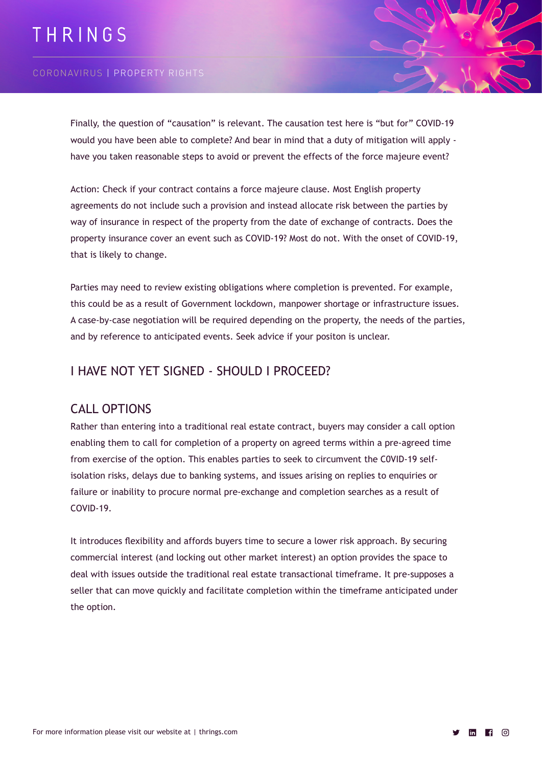Finally, the question of "causation" is relevant. The causation test here is "but for" COVID-19 would you have been able to complete? And bear in mind that a duty of mitigation will apply - have you taken reasonable steps to avoid or prevent the effects of the force majeure event?

Action: Check if your contract contains a force majeure clause. Most English property agreements do not include such a provision and instead allocate risk between the parties by way of insurance in respect of the property from the date of exchange of contracts. Does the property insurance cover an event such as COVID-19? Most do not. With the onset of COVID-19, that is likely to change.

Parties may need to review existing obligations where completion is prevented. For example, this could be as a result of Government lockdown, manpower shortage or infrastructure issues. A case-by-case negotiation will be required depending on the property, the needs of the parties, and by reference to anticipated events. Seek advice if your positon is unclear.

## I HAVE NOT YET SIGNED - SHOULD I PROCEED?

## CALL OPTIONS

Rather than entering into a traditional real estate contract, buyers may consider a call option enabling them to call for completion of a property on agreed terms within a pre-agreed time from exercise of the option. This enables parties to seek to circumvent the C0VID-19 self-isolation risks, delays due to banking systems, and issues arising on replies to enquiries or failure or inability to procure normal pre-exchange and completion searches as a result of COVID-19.

It introduces flexibility and affords buyers time to secure a lower risk approach. By securing commercial interest (and locking out other market interest) an option provides the space to deal with issues outside the traditional real estate transactional timeframe. It pre-supposes a seller that can move quickly and facilitate completion within the timeframe anticipated under the option.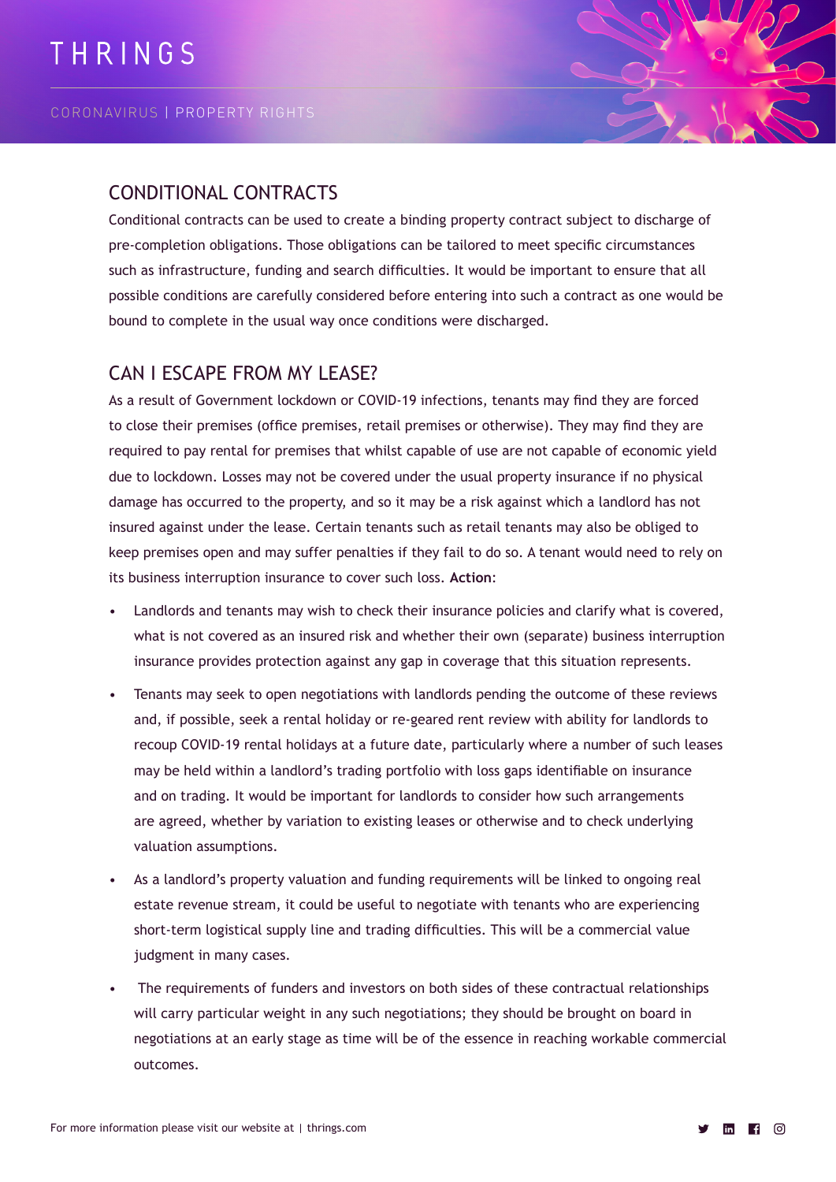## CONDITIONAL CONTRACTS

Conditional contracts can be used to create a binding property contract subject to discharge of pre-completion obligations. Those obligations can be tailored to meet specific circumstances such as infrastructure, funding and search difficulties. It would be important to ensure that all possible conditions are carefully considered before entering into such a contract as one would be bound to complete in the usual way once conditions were discharged.

## CAN I ESCAPE FROM MY LEASE?

As a result of Government lockdown or COVID-19 infections, tenants may find they are forced to close their premises (office premises, retail premises or otherwise). They may find they are required to pay rental for premises that whilst capable of use are not capable of economic yield due to lockdown. Losses may not be covered under the usual property insurance if no physical damage has occurred to the property, and so it may be a risk against which a landlord has not insured against under the lease. Certain tenants such as retail tenants may also be obliged to keep premises open and may suffer penalties if they fail to do so. A tenant would need to rely on its business interruption insurance to cover such loss. **Action**:

- Landlords and tenants may wish to check their insurance policies and clarify what is covered, what is not covered as an insured risk and whether their own (separate) business interruption insurance provides protection against any gap in coverage that this situation represents.
- Tenants may seek to open negotiations with landlords pending the outcome of these reviews and, if possible, seek a rental holiday or re-geared rent review with ability for landlords to recoup COVID-19 rental holidays at a future date, particularly where a number of such leases may be held within a landlord's trading portfolio with loss gaps identifiable on insurance and on trading. It would be important for landlords to consider how such arrangements are agreed, whether by variation to existing leases or otherwise and to check underlying valuation assumptions.
- As a landlord's property valuation and funding requirements will be linked to ongoing real estate revenue stream, it could be useful to negotiate with tenants who are experiencing short-term logistical supply line and trading difficulties. This will be a commercial value judgment in many cases.
- The requirements of funders and investors on both sides of these contractual relationships will carry particular weight in any such negotiations; they should be brought on board in negotiations at an early stage as time will be of the essence in reaching workable commercial outcomes.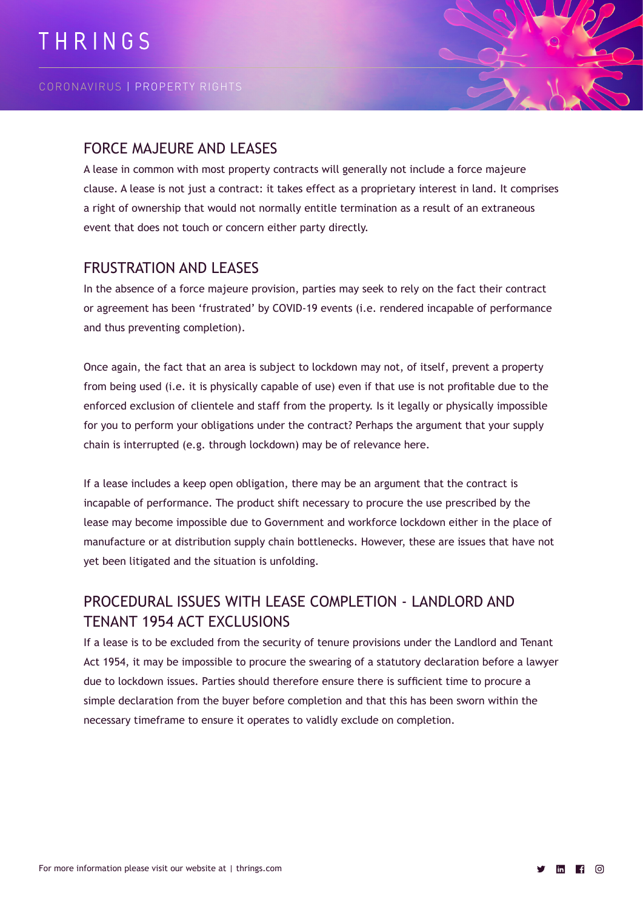## FORCE MAJEURE AND LEASES

A lease in common with most property contracts will generally not include a force majeure clause. A lease is not just a contract: it takes effect as a proprietary interest in land. It comprises a right of ownership that would not normally entitle termination as a result of an extraneous event that does not touch or concern either party directly.

## FRUSTRATION AND LEASES

In the absence of a force majeure provision, parties may seek to rely on the fact their contract or agreement has been 'frustrated' by COVID-19 events (i.e. rendered incapable of performance and thus preventing completion).

Once again, the fact that an area is subject to lockdown may not, of itself, prevent a property from being used (i.e. it is physically capable of use) even if that use is not profitable due to the enforced exclusion of clientele and staff from the property. Is it legally or physically impossible for you to perform your obligations under the contract? Perhaps the argument that your supply chain is interrupted (e.g. through lockdown) may be of relevance here.

If a lease includes a keep open obligation, there may be an argument that the contract is incapable of performance. The product shift necessary to procure the use prescribed by the lease may become impossible due to Government and workforce lockdown either in the place of manufacture or at distribution supply chain bottlenecks. However, these are issues that have not yet been litigated and the situation is unfolding.

## PROCEDURAL ISSUES WITH LEASE COMPLETION - LANDLORD AND TENANT 1954 ACT EXCLUSIONS

If a lease is to be excluded from the security of tenure provisions under the Landlord and Tenant Act 1954, it may be impossible to procure the swearing of a statutory declaration before a lawyer due to lockdown issues. Parties should therefore ensure there is sufficient time to procure a simple declaration from the buyer before completion and that this has been sworn within the necessary timeframe to ensure it operates to validly exclude on completion.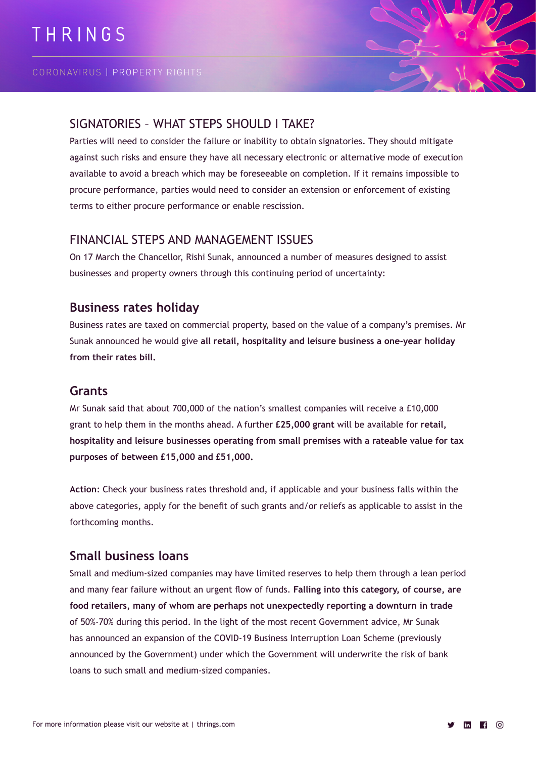## SIGNATORIES – WHAT STEPS SHOULD I TAKE?

Parties will need to consider the failure or inability to obtain signatories. They should mitigate against such risks and ensure they have all necessary electronic or alternative mode of execution available to avoid a breach which may be foreseeable on completion. If it remains impossible to procure performance, parties would need to consider an extension or enforcement of existing terms to either procure performance or enable rescission.

## FINANCIAL STEPS AND MANAGEMENT ISSUES

On 17 March the Chancellor, Rishi Sunak, announced a number of measures designed to assist businesses and property owners through this continuing period of uncertainty:

### Business rates holiday

Business rates are taxed on commercial property, based on the value of a company's premises. Mr Sunak announced he would give **all retail, hospitality and leisure business a one-year holiday from their rates bill.**

### Grants

Mr Sunak said that about 700,000 of the nation's smallest companies will receive a £10,000 grant to help them in the months ahead. A further **£25,000 grant** will be available for **retail, hospitality and leisure businesses operating from small premises with a rateable value for tax purposes of between £15,000 and £51,000.**

**Action**: Check your business rates threshold and, if applicable and your business falls within the above categories, apply for the benefit of such grants and/or reliefs as applicable to assist in the forthcoming months.

### Small business loans

Small and medium-sized companies may have limited reserves to help them through a lean period and many fear failure without an urgent flow of funds. **Falling into this category, of course, are food retailers, many of whom are perhaps not unexpectedly reporting a downturn in trade** of 50%-70% during this period. In the light of the most recent Government advice, Mr Sunak has announced an expansion of the COVID-19 Business Interruption Loan Scheme (previously announced by the Government) under which the Government will underwrite the risk of bank loans to such small and medium-sized companies.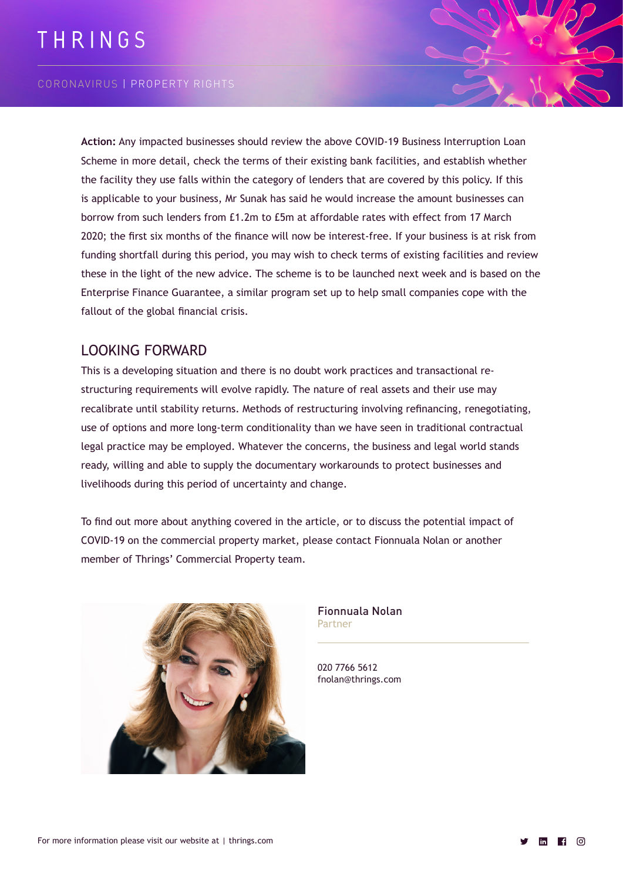**Action:** Any impacted businesses should review the above COVID-19 Business Interruption Loan Scheme in more detail, check the terms of their existing bank facilities, and establish whether the facility they use falls within the category of lenders that are covered by this policy. If this is applicable to your business, Mr Sunak has said he would increase the amount businesses can borrow from such lenders from £1.2m to £5m at affordable rates with effect from 17 March 2020; the first six months of the finance will now be interest-free. If your business is at risk from funding shortfall during this period, you may wish to check terms of existing facilities and review these in the light of the new advice. The scheme is to be launched next week and is based on the Enterprise Finance Guarantee, a similar program set up to help small companies cope with the fallout of the global financial crisis.

## LOOKING FORWARD

This is a developing situation and there is no doubt work practices and transactional re-structuring requirements will evolve rapidly. The nature of real assets and their use may recalibrate until stability returns. Methods of restructuring involving refinancing, renegotiating, use of options and more long-term conditionality than we have seen in traditional contractual legal practice may be employed. Whatever the concerns, the business and legal world stands ready, willing and able to supply the documentary workarounds to protect businesses and livelihoods during this period of uncertainty and change.

To find out more about anything covered in the article, or to discuss the potential impact of COVID-19 on the commercial property market, please contact Fionnuala Nolan or another member of Thrings' Commercial Property team.

Fionnuala Nolan
Partner

020 7766 5612
fnolan@thrings.com